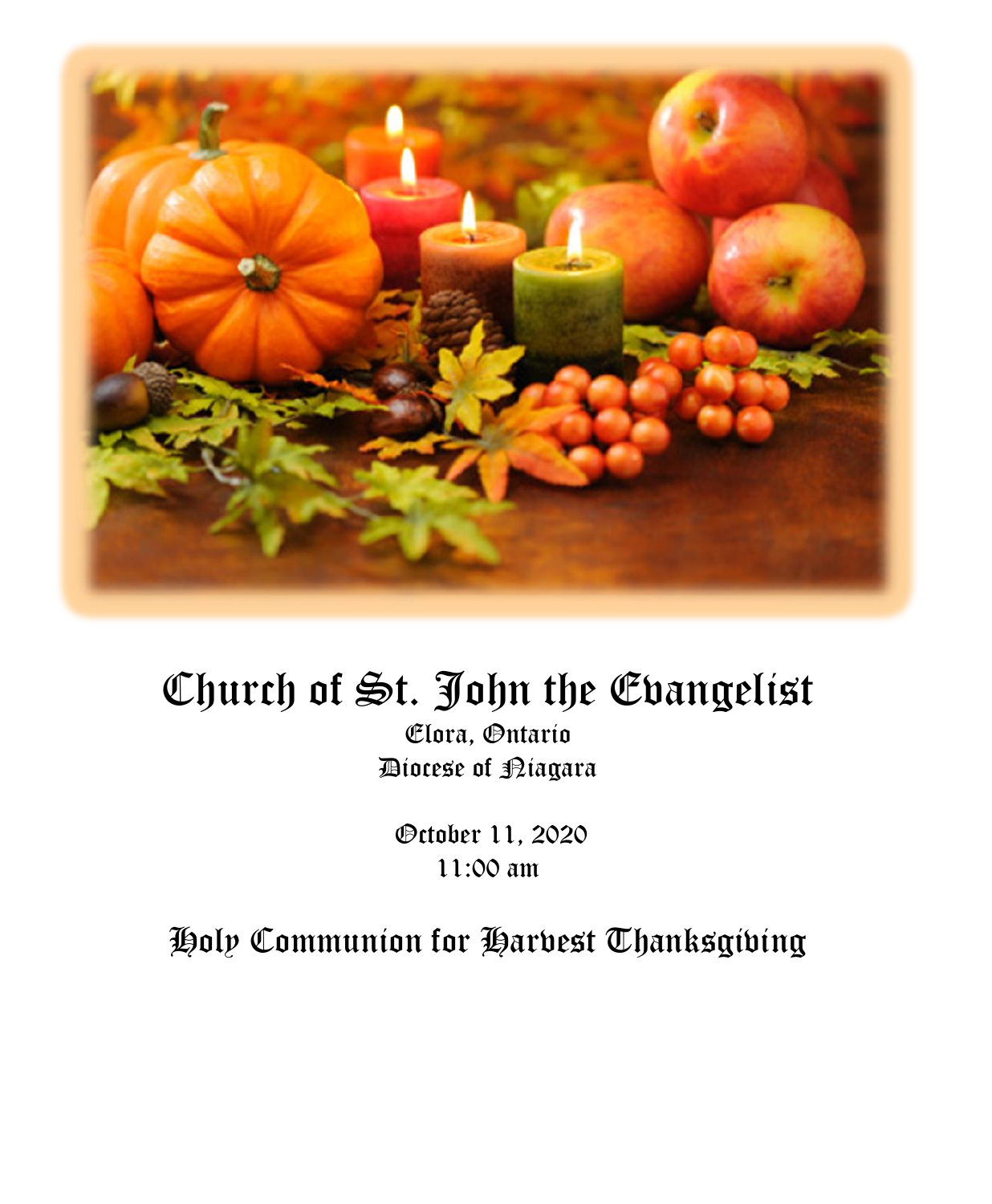# Church of St. John the Evangelist

Elora, Ontario
Diocese of Niagara

October 11, 2020
11:00 am

## Holy Communion for Harvest Thanksgiving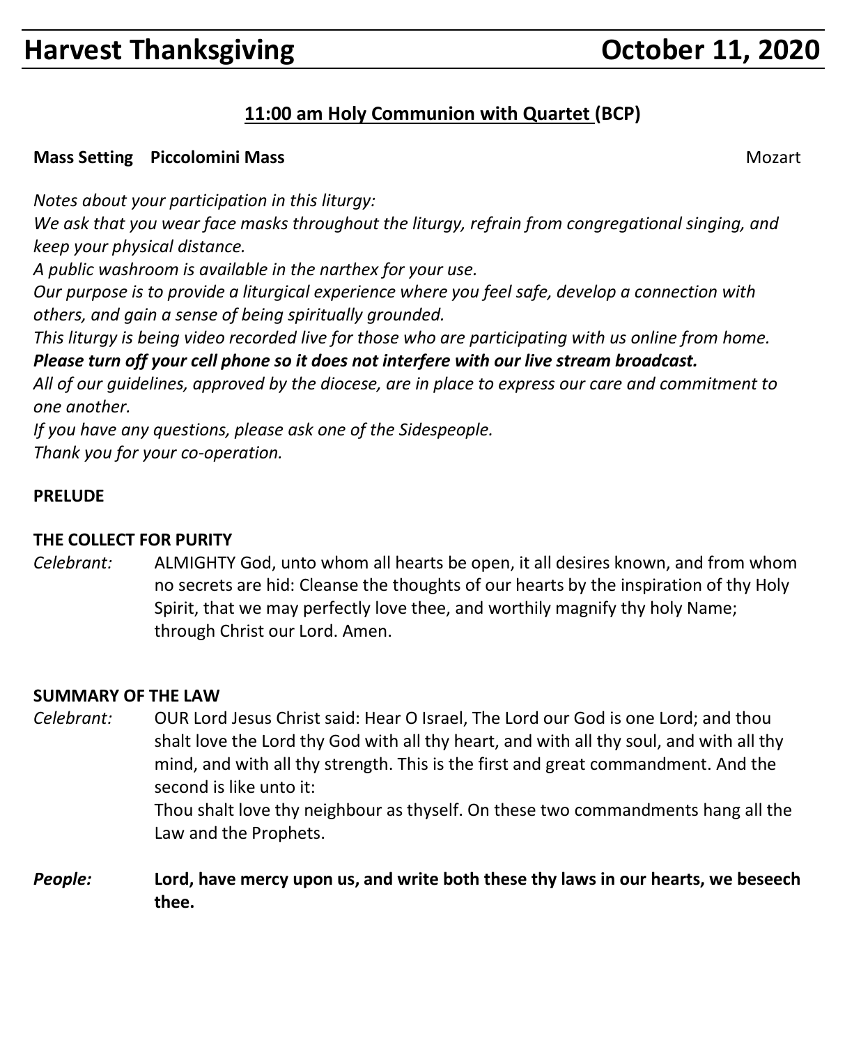# Harvest Thanksgiving October 11, 2020

## 11:00 am Holy Communion with Quartet (BCP)

**Mass Setting Piccolomini Mass** Mozart

*Notes about your participation in this liturgy:*
*We ask that you wear face masks throughout the liturgy, refrain from congregational singing, and keep your physical distance.*
*A public washroom is available in the narthex for your use.*
*Our purpose is to provide a liturgical experience where you feel safe, develop a connection with others, and gain a sense of being spiritually grounded.*
*This liturgy is being video recorded live for those who are participating with us online from home.*
***Please turn off your cell phone so it does not interfere with our live stream broadcast.***
*All of our guidelines, approved by the diocese, are in place to express our care and commitment to one another.*
*If you have any questions, please ask one of the Sidespeople.*
*Thank you for your co-operation.*

**PRELUDE**

**THE COLLECT FOR PURITY**

*Celebrant:* ALMIGHTY God, unto whom all hearts be open, it all desires known, and from whom no secrets are hid: Cleanse the thoughts of our hearts by the inspiration of thy Holy Spirit, that we may perfectly love thee, and worthily magnify thy holy Name; through Christ our Lord. Amen.

**SUMMARY OF THE LAW**

*Celebrant:* OUR Lord Jesus Christ said: Hear O Israel, The Lord our God is one Lord; and thou shalt love the Lord thy God with all thy heart, and with all thy soul, and with all thy mind, and with all thy strength. This is the first and great commandment. And the second is like unto it:
Thou shalt love thy neighbour as thyself. On these two commandments hang all the Law and the Prophets.

***People:*** **Lord, have mercy upon us, and write both these thy laws in our hearts, we beseech thee.**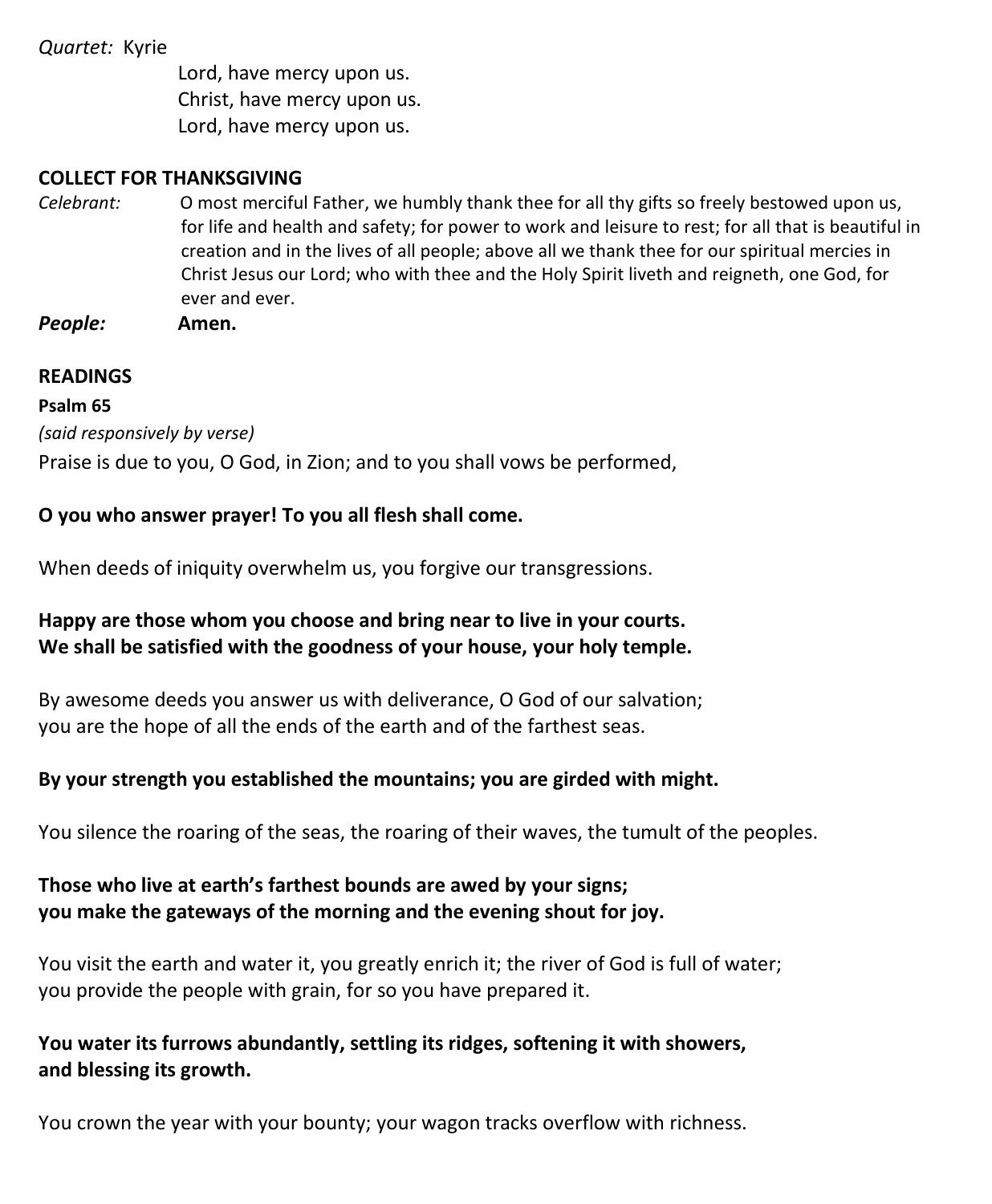*Quartet:* Kyrie

Lord, have mercy upon us.
Christ, have mercy upon us.
Lord, have mercy upon us.

**COLLECT FOR THANKSGIVING**

*Celebrant:* O most merciful Father, we humbly thank thee for all thy gifts so freely bestowed upon us, for life and health and safety; for power to work and leisure to rest; for all that is beautiful in creation and in the lives of all people; above all we thank thee for our spiritual mercies in Christ Jesus our Lord; who with thee and the Holy Spirit liveth and reigneth, one God, for ever and ever.

***People:*** **Amen.**

**READINGS**

**Psalm 65**

*(said responsively by verse)*

Praise is due to you, O God, in Zion; and to you shall vows be performed,

**O you who answer prayer! To you all flesh shall come.**

When deeds of iniquity overwhelm us, you forgive our transgressions.

**Happy are those whom you choose and bring near to live in your courts.**
**We shall be satisfied with the goodness of your house, your holy temple.**

By awesome deeds you answer us with deliverance, O God of our salvation;
you are the hope of all the ends of the earth and of the farthest seas.

**By your strength you established the mountains; you are girded with might.**

You silence the roaring of the seas, the roaring of their waves, the tumult of the peoples.

**Those who live at earth's farthest bounds are awed by your signs;**
**you make the gateways of the morning and the evening shout for joy.**

You visit the earth and water it, you greatly enrich it; the river of God is full of water;
you provide the people with grain, for so you have prepared it.

**You water its furrows abundantly, settling its ridges, softening it with showers,**
**and blessing its growth.**

You crown the year with your bounty; your wagon tracks overflow with richness.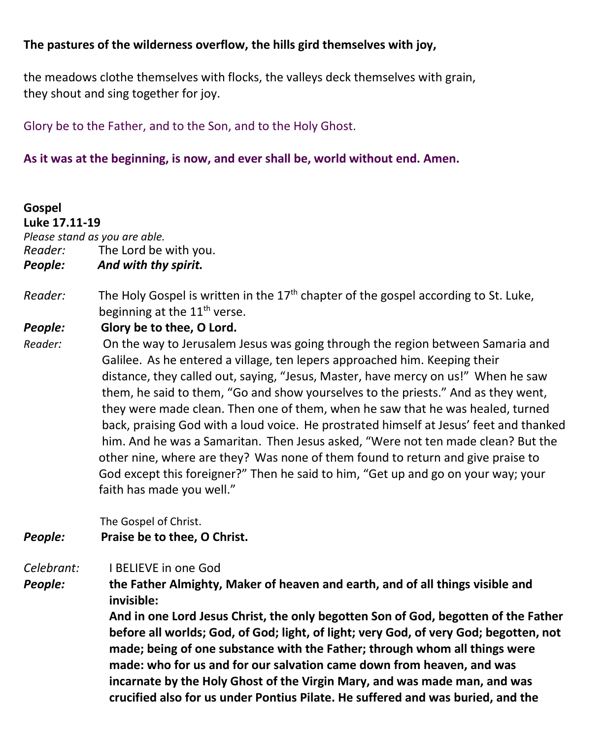**The pastures of the wilderness overflow, the hills gird themselves with joy,**

the meadows clothe themselves with flocks, the valleys deck themselves with grain,
they shout and sing together for joy.

Glory be to the Father, and to the Son, and to the Holy Ghost.

**As it was at the beginning, is now, and ever shall be, world without end. Amen.**

**Gospel**
**Luke 17.11-19**
*Please stand as you are able.*

*Reader:* The Lord be with you.
***People:*** ***And with thy spirit.***

*Reader:* The Holy Gospel is written in the 17th chapter of the gospel according to St. Luke, beginning at the 11th verse.

***People:*** **Glory be to thee, O Lord.**

*Reader:* On the way to Jerusalem Jesus was going through the region between Samaria and Galilee. As he entered a village, ten lepers approached him. Keeping their distance, they called out, saying, "Jesus, Master, have mercy on us!" When he saw them, he said to them, "Go and show yourselves to the priests." And as they went, they were made clean. Then one of them, when he saw that he was healed, turned back, praising God with a loud voice. He prostrated himself at Jesus' feet and thanked him. And he was a Samaritan. Then Jesus asked, "Were not ten made clean? But the other nine, where are they? Was none of them found to return and give praise to God except this foreigner?" Then he said to him, "Get up and go on your way; your faith has made you well."

The Gospel of Christ.

***People:*** **Praise be to thee, O Christ.**

*Celebrant:* I BELIEVE in one God

***People:*** **the Father Almighty, Maker of heaven and earth, and of all things visible and invisible:**
**And in one Lord Jesus Christ, the only begotten Son of God, begotten of the Father before all worlds; God, of God; light, of light; very God, of very God; begotten, not made; being of one substance with the Father; through whom all things were made: who for us and for our salvation came down from heaven, and was incarnate by the Holy Ghost of the Virgin Mary, and was made man, and was crucified also for us under Pontius Pilate. He suffered and was buried, and the**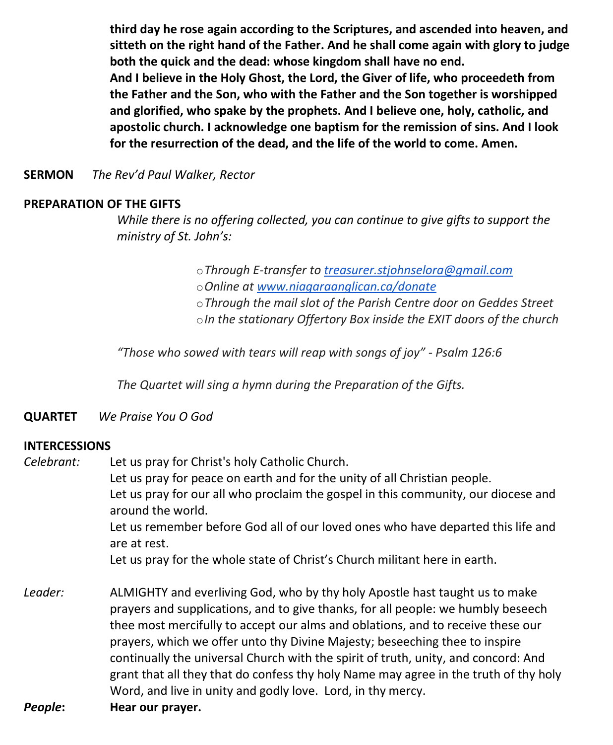**third day he rose again according to the Scriptures, and ascended into heaven, and sitteth on the right hand of the Father. And he shall come again with glory to judge both the quick and the dead: whose kingdom shall have no end.**
**And I believe in the Holy Ghost, the Lord, the Giver of life, who proceedeth from the Father and the Son, who with the Father and the Son together is worshipped and glorified, who spake by the prophets. And I believe one, holy, catholic, and apostolic church. I acknowledge one baptism for the remission of sins. And I look for the resurrection of the dead, and the life of the world to come. Amen.**

**SERMON** *The Rev'd Paul Walker, Rector*

**PREPARATION OF THE GIFTS**

*While there is no offering collected, you can continue to give gifts to support the ministry of St. John's:*

- *Through E-transfer to [treasurer.stjohnselora@gmail.com](mailto:treasurer.stjohnselora@gmail.com)*
- *Online at [www.niagaraanglican.ca/donate](http://www.niagaraanglican.ca/donate)*
- *Through the mail slot of the Parish Centre door on Geddes Street*
- *In the stationary Offertory Box inside the EXIT doors of the church*

*"Those who sowed with tears will reap with songs of joy" - Psalm 126:6*

*The Quartet will sing a hymn during the Preparation of the Gifts.*

**QUARTET** *We Praise You O God*

**INTERCESSIONS**

*Celebrant:* Let us pray for Christ's holy Catholic Church.
Let us pray for peace on earth and for the unity of all Christian people.
Let us pray for our all who proclaim the gospel in this community, our diocese and around the world.
Let us remember before God all of our loved ones who have departed this life and are at rest.
Let us pray for the whole state of Christ's Church militant here in earth.

*Leader:* ALMIGHTY and everliving God, who by thy holy Apostle hast taught us to make prayers and supplications, and to give thanks, for all people: we humbly beseech thee most mercifully to accept our alms and oblations, and to receive these our prayers, which we offer unto thy Divine Majesty; beseeching thee to inspire continually the universal Church with the spirit of truth, unity, and concord: And grant that all they that do confess thy holy Name may agree in the truth of thy holy Word, and live in unity and godly love. Lord, in thy mercy.

***People*****:** **Hear our prayer.**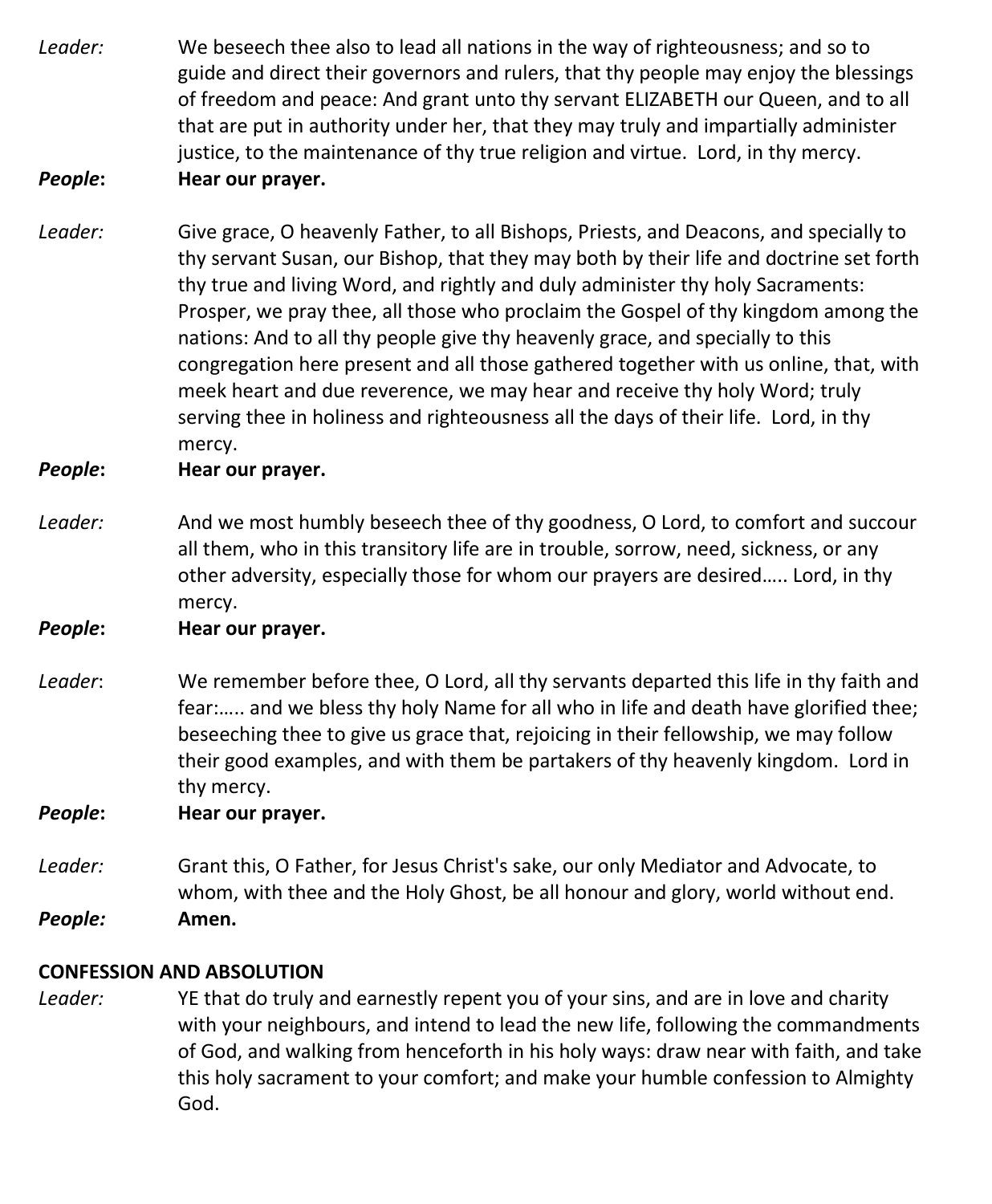*Leader:* We beseech thee also to lead all nations in the way of righteousness; and so to guide and direct their governors and rulers, that thy people may enjoy the blessings of freedom and peace: And grant unto thy servant ELIZABETH our Queen, and to all that are put in authority under her, that they may truly and impartially administer justice, to the maintenance of thy true religion and virtue. Lord, in thy mercy.

***People*:** **Hear our prayer.**

*Leader:* Give grace, O heavenly Father, to all Bishops, Priests, and Deacons, and specially to thy servant Susan, our Bishop, that they may both by their life and doctrine set forth thy true and living Word, and rightly and duly administer thy holy Sacraments: Prosper, we pray thee, all those who proclaim the Gospel of thy kingdom among the nations: And to all thy people give thy heavenly grace, and specially to this congregation here present and all those gathered together with us online, that, with meek heart and due reverence, we may hear and receive thy holy Word; truly serving thee in holiness and righteousness all the days of their life. Lord, in thy mercy.

***People*:** **Hear our prayer.**

*Leader:* And we most humbly beseech thee of thy goodness, O Lord, to comfort and succour all them, who in this transitory life are in trouble, sorrow, need, sickness, or any other adversity, especially those for whom our prayers are desired….. Lord, in thy mercy.

***People*:** **Hear our prayer.**

*Leader*: We remember before thee, O Lord, all thy servants departed this life in thy faith and fear:….. and we bless thy holy Name for all who in life and death have glorified thee; beseeching thee to give us grace that, rejoicing in their fellowship, we may follow their good examples, and with them be partakers of thy heavenly kingdom. Lord in thy mercy.

***People*:** **Hear our prayer.**

*Leader:* Grant this, O Father, for Jesus Christ's sake, our only Mediator and Advocate, to whom, with thee and the Holy Ghost, be all honour and glory, world without end.

***People:*** **Amen.**

**CONFESSION AND ABSOLUTION**

*Leader:* YE that do truly and earnestly repent you of your sins, and are in love and charity with your neighbours, and intend to lead the new life, following the commandments of God, and walking from henceforth in his holy ways: draw near with faith, and take this holy sacrament to your comfort; and make your humble confession to Almighty God.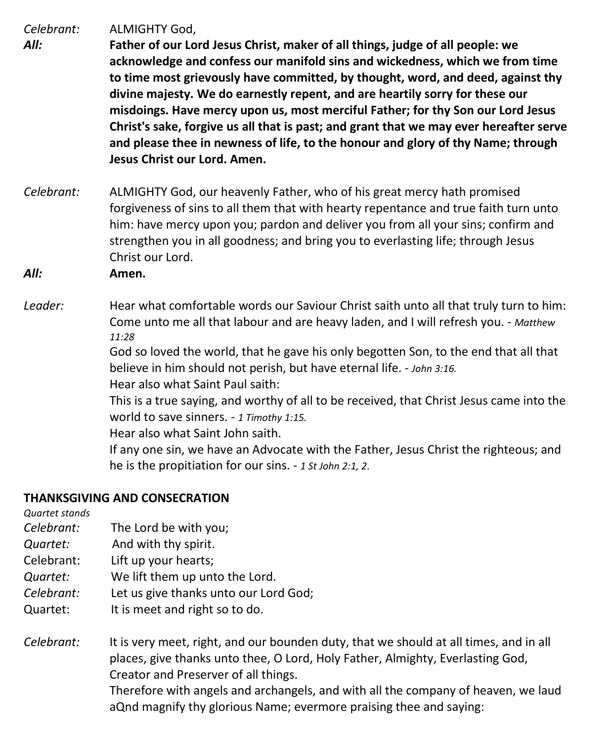*Celebrant:* ALMIGHTY God,

***All:*** **Father of our Lord Jesus Christ, maker of all things, judge of all people: we acknowledge and confess our manifold sins and wickedness, which we from time to time most grievously have committed, by thought, word, and deed, against thy divine majesty. We do earnestly repent, and are heartily sorry for these our misdoings. Have mercy upon us, most merciful Father; for thy Son our Lord Jesus Christ's sake, forgive us all that is past; and grant that we may ever hereafter serve and please thee in newness of life, to the honour and glory of thy Name; through Jesus Christ our Lord. Amen.**

*Celebrant:* ALMIGHTY God, our heavenly Father, who of his great mercy hath promised forgiveness of sins to all them that with hearty repentance and true faith turn unto him: have mercy upon you; pardon and deliver you from all your sins; confirm and strengthen you in all goodness; and bring you to everlasting life; through Jesus Christ our Lord.

***All:*** **Amen.**

*Leader:* Hear what comfortable words our Saviour Christ saith unto all that truly turn to him:
Come unto me all that labour and are heavy laden, and I will refresh you. - *Matthew 11:28*
God so loved the world, that he gave his only begotten Son, to the end that all that believe in him should not perish, but have eternal life. - *John 3:16.*
Hear also what Saint Paul saith:
This is a true saying, and worthy of all to be received, that Christ Jesus came into the world to save sinners. - *1 Timothy 1:15.*
Hear also what Saint John saith.
If any one sin, we have an Advocate with the Father, Jesus Christ the righteous; and he is the propitiation for our sins. - *1 St John 2:1, 2.*

**THANKSGIVING AND CONSECRATION**

*Quartet stands*

*Celebrant:* The Lord be with you;
*Quartet:* And with thy spirit.
Celebrant: Lift up your hearts;
*Quartet:* We lift them up unto the Lord.
*Celebrant:* Let us give thanks unto our Lord God;
Quartet: It is meet and right so to do.

*Celebrant:* It is very meet, right, and our bounden duty, that we should at all times, and in all places, give thanks unto thee, O Lord, Holy Father, Almighty, Everlasting God, Creator and Preserver of all things.
Therefore with angels and archangels, and with all the company of heaven, we laud aQnd magnify thy glorious Name; evermore praising thee and saying: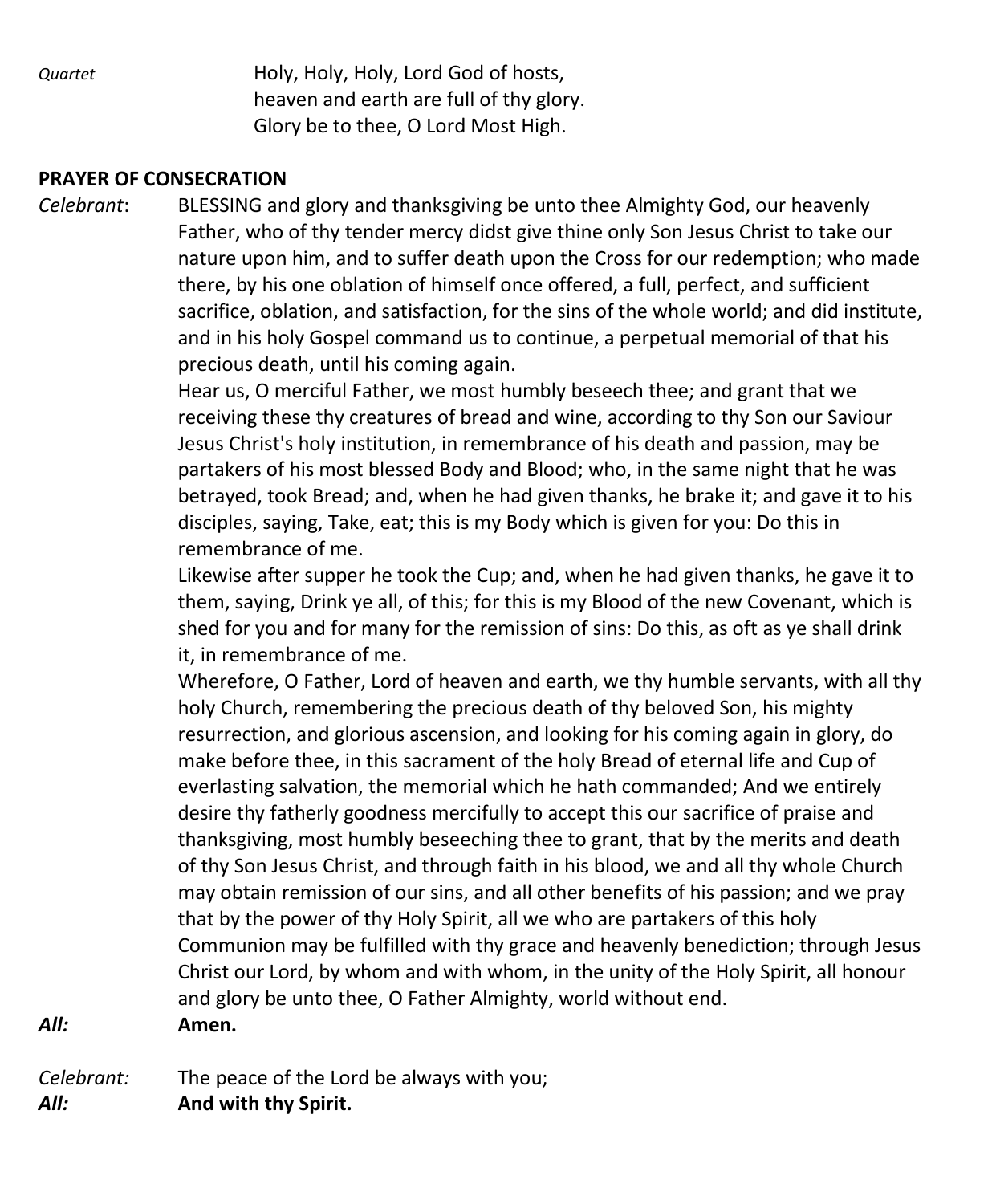*Quartet* Holy, Holy, Holy, Lord God of hosts,
heaven and earth are full of thy glory.
Glory be to thee, O Lord Most High.

**PRAYER OF CONSECRATION**

*Celebrant*: BLESSING and glory and thanksgiving be unto thee Almighty God, our heavenly Father, who of thy tender mercy didst give thine only Son Jesus Christ to take our nature upon him, and to suffer death upon the Cross for our redemption; who made there, by his one oblation of himself once offered, a full, perfect, and sufficient sacrifice, oblation, and satisfaction, for the sins of the whole world; and did institute, and in his holy Gospel command us to continue, a perpetual memorial of that his precious death, until his coming again.

Hear us, O merciful Father, we most humbly beseech thee; and grant that we receiving these thy creatures of bread and wine, according to thy Son our Saviour Jesus Christ's holy institution, in remembrance of his death and passion, may be partakers of his most blessed Body and Blood; who, in the same night that he was betrayed, took Bread; and, when he had given thanks, he brake it; and gave it to his disciples, saying, Take, eat; this is my Body which is given for you: Do this in remembrance of me.

Likewise after supper he took the Cup; and, when he had given thanks, he gave it to them, saying, Drink ye all, of this; for this is my Blood of the new Covenant, which is shed for you and for many for the remission of sins: Do this, as oft as ye shall drink it, in remembrance of me.

Wherefore, O Father, Lord of heaven and earth, we thy humble servants, with all thy holy Church, remembering the precious death of thy beloved Son, his mighty resurrection, and glorious ascension, and looking for his coming again in glory, do make before thee, in this sacrament of the holy Bread of eternal life and Cup of everlasting salvation, the memorial which he hath commanded; And we entirely desire thy fatherly goodness mercifully to accept this our sacrifice of praise and thanksgiving, most humbly beseeching thee to grant, that by the merits and death of thy Son Jesus Christ, and through faith in his blood, we and all thy whole Church may obtain remission of our sins, and all other benefits of his passion; and we pray that by the power of thy Holy Spirit, all we who are partakers of this holy Communion may be fulfilled with thy grace and heavenly benediction; through Jesus Christ our Lord, by whom and with whom, in the unity of the Holy Spirit, all honour and glory be unto thee, O Father Almighty, world without end.

***All:*** **Amen.**

*Celebrant:* The peace of the Lord be always with you;

***All:*** **And with thy Spirit.**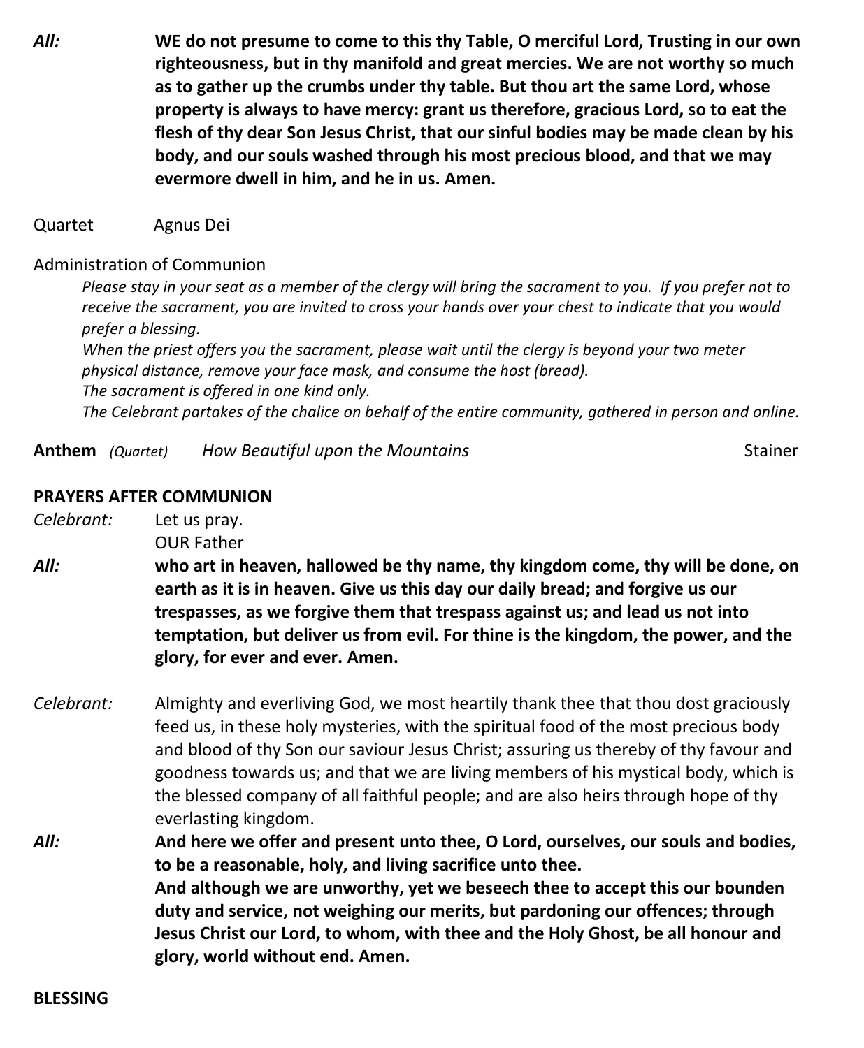*All:* **WE do not presume to come to this thy Table, O merciful Lord, Trusting in our own righteousness, but in thy manifold and great mercies. We are not worthy so much as to gather up the crumbs under thy table. But thou art the same Lord, whose property is always to have mercy: grant us therefore, gracious Lord, so to eat the flesh of thy dear Son Jesus Christ, that our sinful bodies may be made clean by his body, and our souls washed through his most precious blood, and that we may evermore dwell in him, and he in us. Amen.**

Quartet Agnus Dei

Administration of Communion

*Please stay in your seat as a member of the clergy will bring the sacrament to you. If you prefer not to receive the sacrament, you are invited to cross your hands over your chest to indicate that you would prefer a blessing.*

*When the priest offers you the sacrament, please wait until the clergy is beyond your two meter physical distance, remove your face mask, and consume the host (bread).*

*The sacrament is offered in one kind only.*

*The Celebrant partakes of the chalice on behalf of the entire community, gathered in person and online.*

**Anthem** *(Quartet)* *How Beautiful upon the Mountains* Stainer

**PRAYERS AFTER COMMUNION**

*Celebrant:* Let us pray.
OUR Father

*All:* **who art in heaven, hallowed be thy name, thy kingdom come, thy will be done, on earth as it is in heaven. Give us this day our daily bread; and forgive us our trespasses, as we forgive them that trespass against us; and lead us not into temptation, but deliver us from evil. For thine is the kingdom, the power, and the glory, for ever and ever. Amen.**

*Celebrant:* Almighty and everliving God, we most heartily thank thee that thou dost graciously feed us, in these holy mysteries, with the spiritual food of the most precious body and blood of thy Son our saviour Jesus Christ; assuring us thereby of thy favour and goodness towards us; and that we are living members of his mystical body, which is the blessed company of all faithful people; and are also heirs through hope of thy everlasting kingdom.

*All:* **And here we offer and present unto thee, O Lord, ourselves, our souls and bodies, to be a reasonable, holy, and living sacrifice unto thee.**
**And although we are unworthy, yet we beseech thee to accept this our bounden duty and service, not weighing our merits, but pardoning our offences; through Jesus Christ our Lord, to whom, with thee and the Holy Ghost, be all honour and glory, world without end. Amen.**

**BLESSING**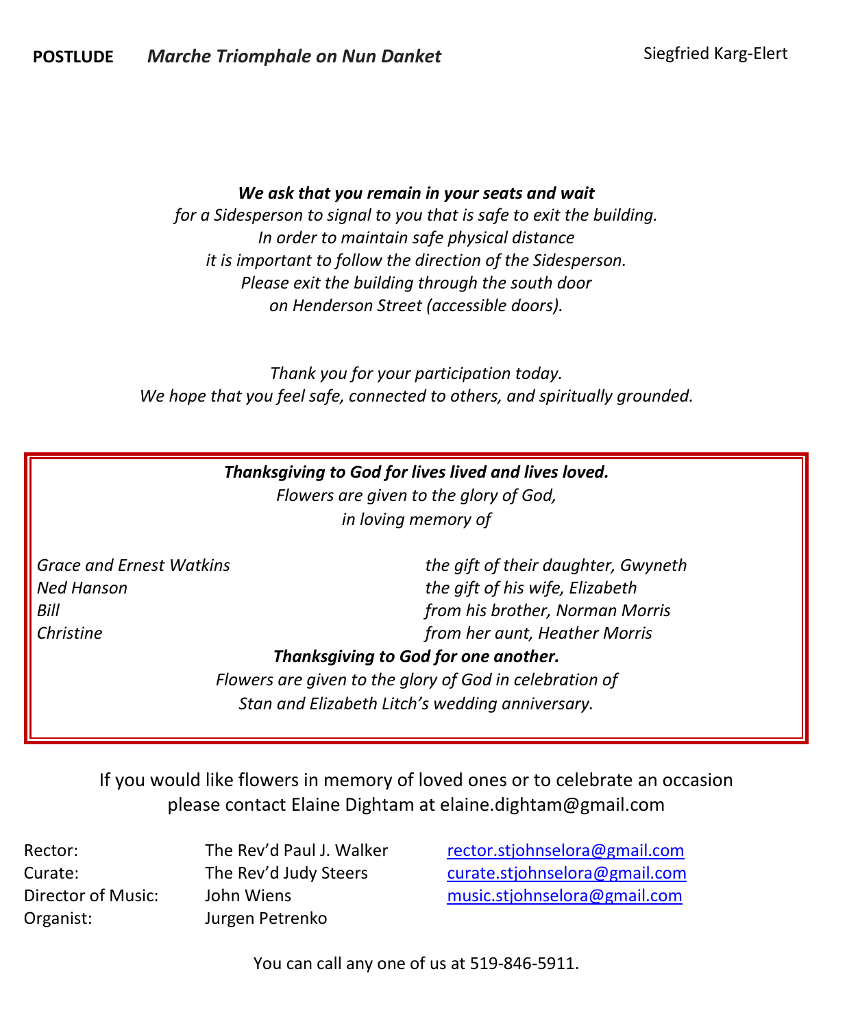**POSTLUDE** ***Marche Triomphale on Nun Danket*** Siegfried Karg-Elert

***We ask that you remain in your seats and wait***
*for a Sidesperson to signal to you that is safe to exit the building.*
*In order to maintain safe physical distance*
*it is important to follow the direction of the Sidesperson.*
*Please exit the building through the south door*
*on Henderson Street (accessible doors).*

*Thank you for your participation today.*
*We hope that you feel safe, connected to others, and spiritually grounded.*

***Thanksgiving to God for lives lived and lives loved.***
*Flowers are given to the glory of God,*
*in loving memory of*

| | |
|---|---|
| *Grace and Ernest Watkins* | *the gift of their daughter, Gwyneth* |
| *Ned Hanson* | *the gift of his wife, Elizabeth* |
| *Bill* | *from his brother, Norman Morris* |
| *Christine* | *from her aunt, Heather Morris* |

***Thanksgiving to God for one another.***
*Flowers are given to the glory of God in celebration of*
*Stan and Elizabeth Litch's wedding anniversary.*

If you would like flowers in memory of loved ones or to celebrate an occasion please contact Elaine Dightam at elaine.dightam@gmail.com

| | | |
|---|---|---|
| Rector: | The Rev'd Paul J. Walker | rector.stjohnselora@gmail.com |
| Curate: | The Rev'd Judy Steers | curate.stjohnselora@gmail.com |
| Director of Music: | John Wiens | music.stjohnselora@gmail.com |
| Organist: | Jurgen Petrenko | |

You can call any one of us at 519-846-5911.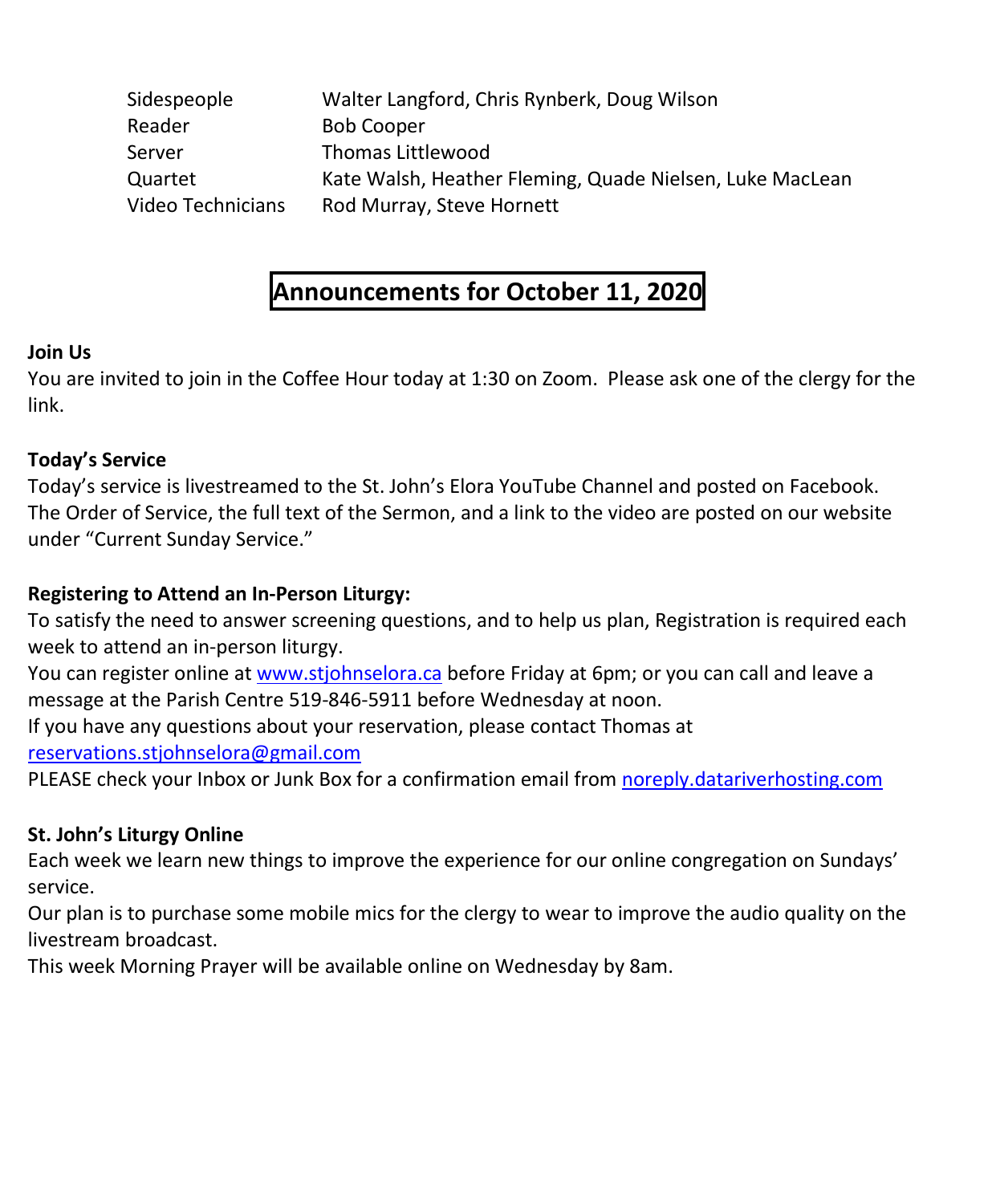| | |
|---|---|
| Sidespeople | Walter Langford, Chris Rynberk, Doug Wilson |
| Reader | Bob Cooper |
| Server | Thomas Littlewood |
| Quartet | Kate Walsh, Heather Fleming, Quade Nielsen, Luke MacLean |
| Video Technicians | Rod Murray, Steve Hornett |

# Announcements for October 11, 2020

**Join Us**

You are invited to join in the Coffee Hour today at 1:30 on Zoom. Please ask one of the clergy for the link.

**Today's Service**

Today's service is livestreamed to the St. John's Elora YouTube Channel and posted on Facebook. The Order of Service, the full text of the Sermon, and a link to the video are posted on our website under "Current Sunday Service."

**Registering to Attend an In-Person Liturgy:**

To satisfy the need to answer screening questions, and to help us plan, Registration is required each week to attend an in-person liturgy.

You can register online at www.stjohnselora.ca before Friday at 6pm; or you can call and leave a message at the Parish Centre 519-846-5911 before Wednesday at noon.

If you have any questions about your reservation, please contact Thomas at reservations.stjohnselora@gmail.com

PLEASE check your Inbox or Junk Box for a confirmation email from noreply.datariverhosting.com

**St. John's Liturgy Online**

Each week we learn new things to improve the experience for our online congregation on Sundays' service.

Our plan is to purchase some mobile mics for the clergy to wear to improve the audio quality on the livestream broadcast.

This week Morning Prayer will be available online on Wednesday by 8am.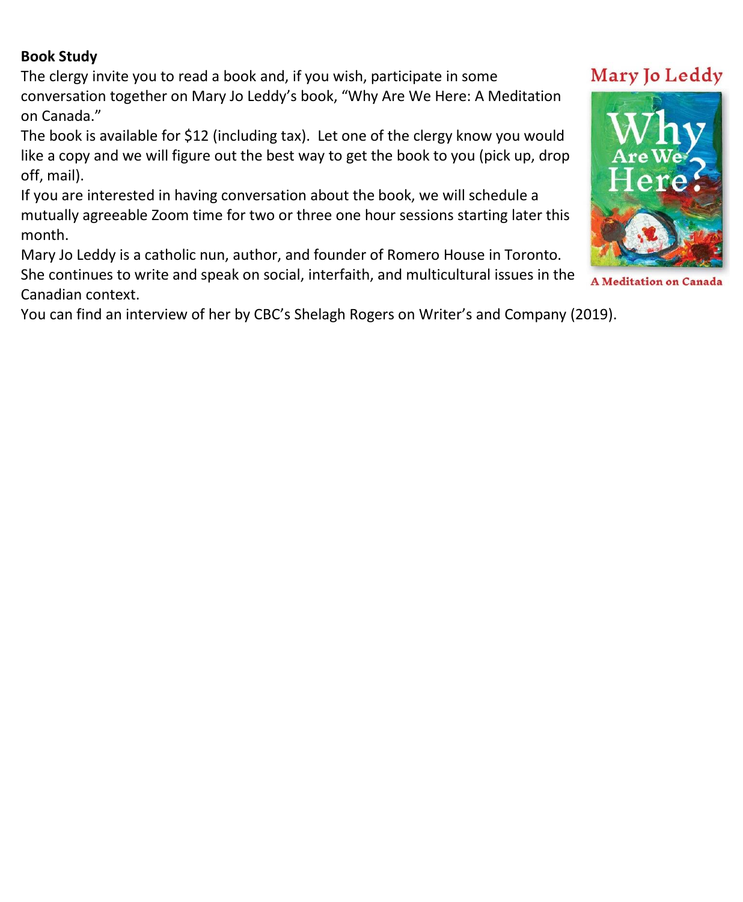**Book Study**

The clergy invite you to read a book and, if you wish, participate in some conversation together on Mary Jo Leddy's book, "Why Are We Here: A Meditation on Canada."

The book is available for $12 (including tax). Let one of the clergy know you would like a copy and we will figure out the best way to get the book to you (pick up, drop off, mail).

If you are interested in having conversation about the book, we will schedule a mutually agreeable Zoom time for two or three one hour sessions starting later this month.

Mary Jo Leddy is a catholic nun, author, and founder of Romero House in Toronto. She continues to write and speak on social, interfaith, and multicultural issues in the Canadian context.

You can find an interview of her by CBC's Shelagh Rogers on Writer's and Company (2019).